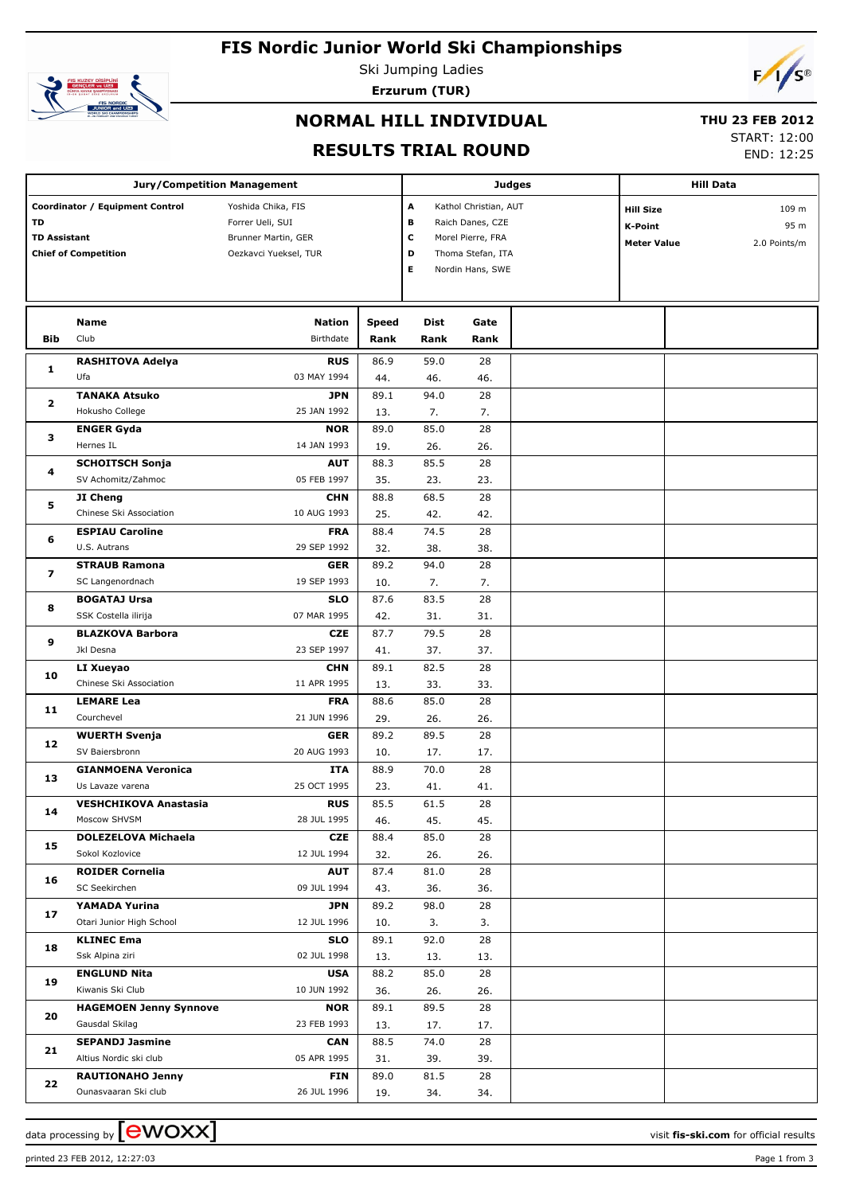# FIS Nordic Junior World Ski Championships

Ski Jumping Ladies

**Erzurum (TUR)**

## NORMAL HILL INDIVIDUAL

## RESULTS TRIAL ROUND

**THU 23 FEB 2012**

START: 12:00

END: 12:25

| Jury/Competition Management | | Judges | | Hill Data | |
|---|---|---|---|---|---|
| **Coordinator / Equipment Control** | Yoshida Chika, FIS | **A** | Kathol Christian, AUT | **Hill Size** | 109 m |
| **TD** | Forrer Ueli, SUI | **B** | Raich Danes, CZE | **K-Point** | 95 m |
| **TD Assistant** | Brunner Martin, GER | **C** | Morel Pierre, FRA | **Meter Value** | 2.0 Points/m |
| **Chief of Competition** | Oezkavci Yueksel, TUR | **D** | Thoma Stefan, ITA | | |
| | | **E** | Nordin Hans, SWE | | |

| Bib | Name / Club | Nation / Birthdate | Speed / Rank | Dist / Rank | Gate / Rank |
|---|---|---|---|---|---|
| 1 | **RASHITOVA Adelya** | **RUS** | 86.9 | 59.0 | 28 |
| | Ufa | 03 MAY 1994 | 44. | 46. | 46. |
| 2 | **TANAKA Atsuko** | **JPN** | 89.1 | 94.0 | 28 |
| | Hokusho College | 25 JAN 1992 | 13. | 7. | 7. |
| 3 | **ENGER Gyda** | **NOR** | 89.0 | 85.0 | 28 |
| | Hernes IL | 14 JAN 1993 | 19. | 26. | 26. |
| 4 | **SCHOITSCH Sonja** | **AUT** | 88.3 | 85.5 | 28 |
| | SV Achomitz/Zahmoc | 05 FEB 1997 | 35. | 23. | 23. |
| 5 | **JI Cheng** | **CHN** | 88.8 | 68.5 | 28 |
| | Chinese Ski Association | 10 AUG 1993 | 25. | 42. | 42. |
| 6 | **ESPIAU Caroline** | **FRA** | 88.4 | 74.5 | 28 |
| | U.S. Autrans | 29 SEP 1992 | 32. | 38. | 38. |
| 7 | **STRAUB Ramona** | **GER** | 89.2 | 94.0 | 28 |
| | SC Langenordnach | 19 SEP 1993 | 10. | 7. | 7. |
| 8 | **BOGATAJ Ursa** | **SLO** | 87.6 | 83.5 | 28 |
| | SSK Costella ilirija | 07 MAR 1995 | 42. | 31. | 31. |
| 9 | **BLAZKOVA Barbora** | **CZE** | 87.7 | 79.5 | 28 |
| | Jkl Desna | 23 SEP 1997 | 41. | 37. | 37. |
| 10 | **LI Xueyao** | **CHN** | 89.1 | 82.5 | 28 |
| | Chinese Ski Association | 11 APR 1995 | 13. | 33. | 33. |
| 11 | **LEMARE Lea** | **FRA** | 88.6 | 85.0 | 28 |
| | Courchevel | 21 JUN 1996 | 29. | 26. | 26. |
| 12 | **WUERTH Svenja** | **GER** | 89.2 | 89.5 | 28 |
| | SV Baiersbronn | 20 AUG 1993 | 10. | 17. | 17. |
| 13 | **GIANMOENA Veronica** | **ITA** | 88.9 | 70.0 | 28 |
| | Us Lavaze varena | 25 OCT 1995 | 23. | 41. | 41. |
| 14 | **VESHCHIKOVA Anastasia** | **RUS** | 85.5 | 61.5 | 28 |
| | Moscow SHVSM | 28 JUL 1995 | 46. | 45. | 45. |
| 15 | **DOLEZELOVA Michaela** | **CZE** | 88.4 | 85.0 | 28 |
| | Sokol Kozlovice | 12 JUL 1994 | 32. | 26. | 26. |
| 16 | **ROIDER Cornelia** | **AUT** | 87.4 | 81.0 | 28 |
| | SC Seekirchen | 09 JUL 1994 | 43. | 36. | 36. |
| 17 | **YAMADA Yurina** | **JPN** | 89.2 | 98.0 | 28 |
| | Otari Junior High School | 12 JUL 1996 | 10. | 3. | 3. |
| 18 | **KLINEC Ema** | **SLO** | 89.1 | 92.0 | 28 |
| | Ssk Alpina ziri | 02 JUL 1998 | 13. | 13. | 13. |
| 19 | **ENGLUND Nita** | **USA** | 88.2 | 85.0 | 28 |
| | Kiwanis Ski Club | 10 JUN 1992 | 36. | 26. | 26. |
| 20 | **HAGEMOEN Jenny Synnove** | **NOR** | 89.1 | 89.5 | 28 |
| | Gausdal Skilag | 23 FEB 1993 | 13. | 17. | 17. |
| 21 | **SEPANDJ Jasmine** | **CAN** | 88.5 | 74.0 | 28 |
| | Altius Nordic ski club | 05 APR 1995 | 31. | 39. | 39. |
| 22 | **RAUTIONAHO Jenny** | **FIN** | 89.0 | 81.5 | 28 |
| | Ounasvaaran Ski club | 26 JUL 1996 | 19. | 34. | 34. |

data processing by ewoxx — visit **fis-ski.com** for official results

printed 23 FEB 2012, 12:27:03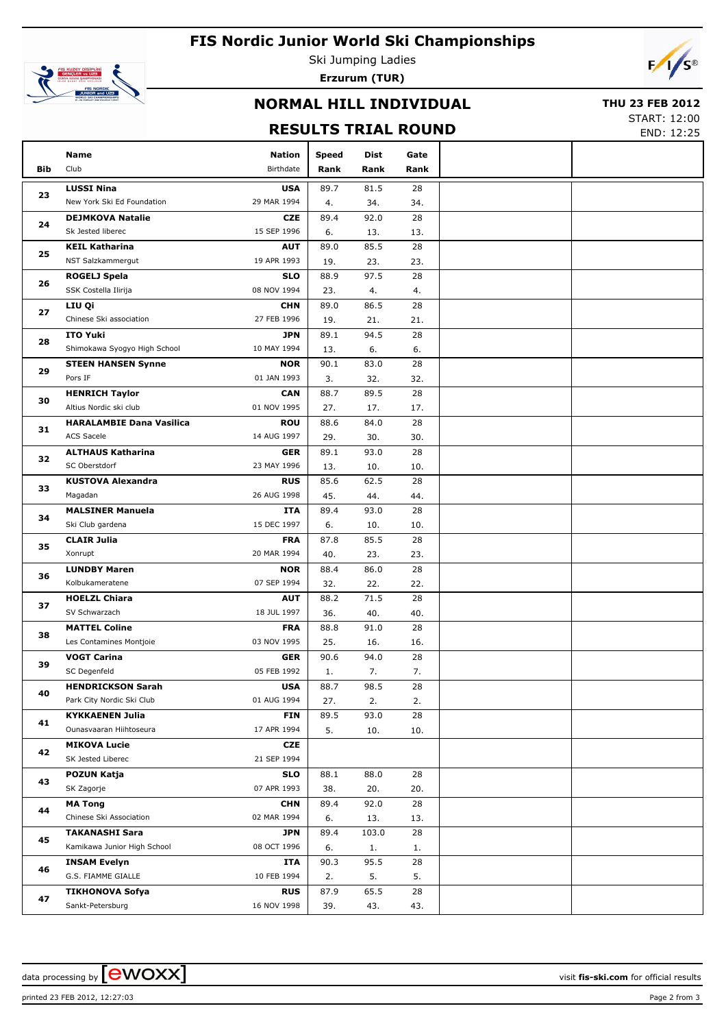# FIS Nordic Junior World Ski Championships

Ski Jumping Ladies

**Erzurum (TUR)**

## NORMAL HILL INDIVIDUAL

**THU 23 FEB 2012**

START: 12:00
END: 12:25

## RESULTS TRIAL ROUND

| Bib | Name / Club | Nation / Birthdate | Speed / Rank | Dist / Rank | Gate / Rank | | |
|---|---|---|---|---|---|---|---|
| 23 | **LUSSI Nina** New York Ski Ed Foundation | **USA** 29 MAR 1994 | 89.7 4. | 81.5 34. | 28 34. | | |
| 24 | **DEJMKOVA Natalie** Sk Jested liberec | **CZE** 15 SEP 1996 | 89.4 6. | 92.0 13. | 28 13. | | |
| 25 | **KEIL Katharina** NST Salzkammergut | **AUT** 19 APR 1993 | 89.0 19. | 85.5 23. | 28 23. | | |
| 26 | **ROGELJ Spela** SSK Costella Ilirija | **SLO** 08 NOV 1994 | 88.9 23. | 97.5 4. | 28 4. | | |
| 27 | **LIU Qi** Chinese Ski association | **CHN** 27 FEB 1996 | 89.0 19. | 86.5 21. | 28 21. | | |
| 28 | **ITO Yuki** Shimokawa Syogyo High School | **JPN** 10 MAY 1994 | 89.1 13. | 94.5 6. | 28 6. | | |
| 29 | **STEEN HANSEN Synne** Pors IF | **NOR** 01 JAN 1993 | 90.1 3. | 83.0 32. | 28 32. | | |
| 30 | **HENRICH Taylor** Altius Nordic ski club | **CAN** 01 NOV 1995 | 88.7 27. | 89.5 17. | 28 17. | | |
| 31 | **HARALAMBIE Dana Vasilica** ACS Sacele | **ROU** 14 AUG 1997 | 88.6 29. | 84.0 30. | 28 30. | | |
| 32 | **ALTHAUS Katharina** SC Oberstdorf | **GER** 23 MAY 1996 | 89.1 13. | 93.0 10. | 28 10. | | |
| 33 | **KUSTOVA Alexandra** Magadan | **RUS** 26 AUG 1998 | 85.6 45. | 62.5 44. | 28 44. | | |
| 34 | **MALSINER Manuela** Ski Club gardena | **ITA** 15 DEC 1997 | 89.4 6. | 93.0 10. | 28 10. | | |
| 35 | **CLAIR Julia** Xonrupt | **FRA** 20 MAR 1994 | 87.8 40. | 85.5 23. | 28 23. | | |
| 36 | **LUNDBY Maren** Kolbukameratene | **NOR** 07 SEP 1994 | 88.4 32. | 86.0 22. | 28 22. | | |
| 37 | **HOELZL Chiara** SV Schwarzach | **AUT** 18 JUL 1997 | 88.2 36. | 71.5 40. | 28 40. | | |
| 38 | **MATTEL Coline** Les Contamines Montjoie | **FRA** 03 NOV 1995 | 88.8 25. | 91.0 16. | 28 16. | | |
| 39 | **VOGT Carina** SC Degenfeld | **GER** 05 FEB 1992 | 90.6 1. | 94.0 7. | 28 7. | | |
| 40 | **HENDRICKSON Sarah** Park City Nordic Ski Club | **USA** 01 AUG 1994 | 88.7 27. | 98.5 2. | 28 2. | | |
| 41 | **KYKKAENEN Julia** Ounasvaaran Hiihtoseura | **FIN** 17 APR 1994 | 89.5 5. | 93.0 10. | 28 10. | | |
| 42 | **MIKOVA Lucie** SK Jested Liberec | **CZE** 21 SEP 1994 | | | | | |
| 43 | **POZUN Katja** SK Zagorje | **SLO** 07 APR 1993 | 88.1 38. | 88.0 20. | 28 20. | | |
| 44 | **MA Tong** Chinese Ski Association | **CHN** 02 MAR 1994 | 89.4 6. | 92.0 13. | 28 13. | | |
| 45 | **TAKANASHI Sara** Kamikawa Junior High School | **JPN** 08 OCT 1996 | 89.4 6. | 103.0 1. | 28 1. | | |
| 46 | **INSAM Evelyn** G.S. FIAMME GIALLE | **ITA** 10 FEB 1994 | 90.3 2. | 95.5 5. | 28 5. | | |
| 47 | **TIKHONOVA Sofya** Sankt-Petersburg | **RUS** 16 NOV 1998 | 87.9 39. | 65.5 43. | 28 43. | | |

data processing by ewoxx — visit **fis-ski.com** for official results

printed 23 FEB 2012, 12:27:03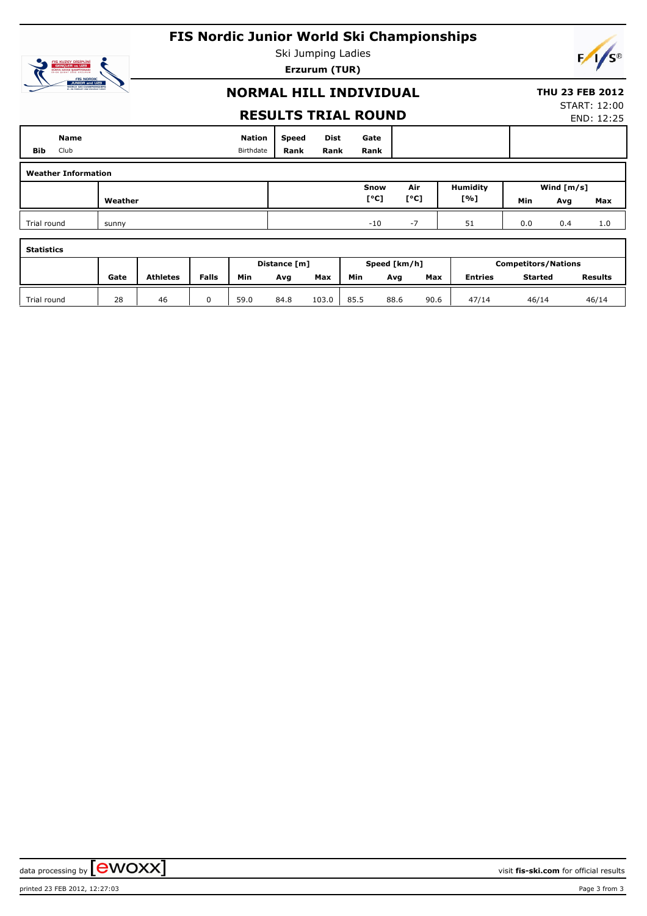# FIS Nordic Junior World Ski Championships

Ski Jumping Ladies

**Erzurum (TUR)**

## NORMAL HILL INDIVIDUAL

## RESULTS TRIAL ROUND

**THU 23 FEB 2012**

START: 12:00

END: 12:25

| Bib | Name / Club | Nation / Birthdate | Speed Rank | Dist Rank | Gate Rank |
|---|---|---|---|---|---|

**Weather Information**

| | Weather | | Snow [°C] | Air [°C] | Humidity [%] | Wind [m/s] Min | Avg | Max |
|---|---|---|---|---|---|---|---|---|
| Trial round | sunny | | -10 | -7 | 51 | 0.0 | 0.4 | 1.0 |

**Statistics**

| | Gate | Athletes | Falls | Distance [m] Min | Avg | Max | Speed [km/h] Min | Avg | Max | Competitors/Nations Entries | Started | Results |
|---|---|---|---|---|---|---|---|---|---|---|---|---|
| Trial round | 28 | 46 | 0 | 59.0 | 84.8 | 103.0 | 85.5 | 88.6 | 90.6 | 47/14 | 46/14 | 46/14 |

data processing by [ewoxx] visit **fis-ski.com** for official results

printed 23 FEB 2012, 12:27:03